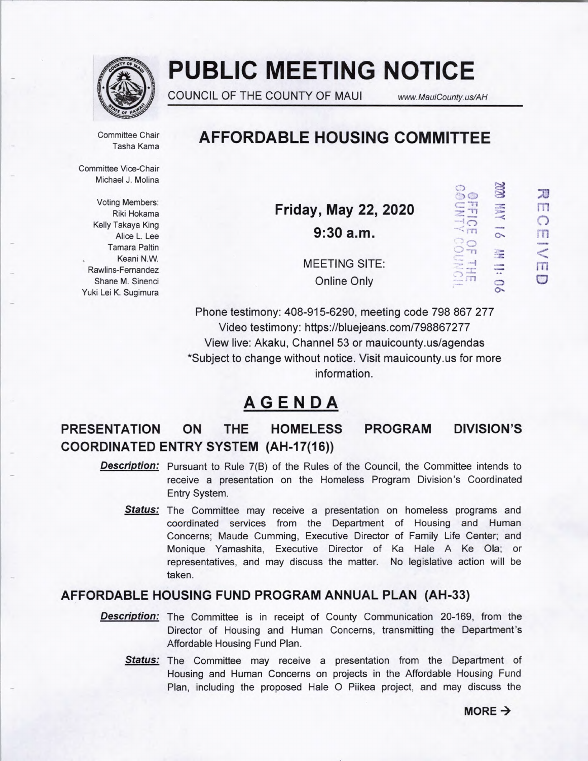# PUBLIC MEETING NOTICE

COUNCIL OF THE COUNTY OF MAUI www.MauiCounty.us/AH

## AFFORDABLE HOUSING COMMITTEE

Committee Chair
Tasha Kama

Committee Vice-Chair
Michael J. Molina

Voting Members:
Riki Hokama
Kelly Takaya King
Alice L. Lee
Tamara Paltin
Keani N.W. Rawlins-Fernandez
Shane M. Sinenci
Yuki Lei K. Sugimura

**Friday, May 22, 2020**

**9:30 a.m.**

MEETING SITE:
Online Only

2020 MAY 16 AM 11:06
OFFICE OF THE COUNTY COUNCIL
RECEIVED

Phone testimony: 408-915-6290, meeting code 798 867 277
Video testimony: https://bluejeans.com/798867277
View live: Akaku, Channel 53 or mauicounty.us/agendas
*Subject to change without notice. Visit mauicounty.us for more information.

## AGENDA

### PRESENTATION ON THE HOMELESS PROGRAM DIVISION'S COORDINATED ENTRY SYSTEM (AH-17(16))

***Description:*** Pursuant to Rule 7(B) of the Rules of the Council, the Committee intends to receive a presentation on the Homeless Program Division's Coordinated Entry System.

***Status:*** The Committee may receive a presentation on homeless programs and coordinated services from the Department of Housing and Human Concerns; Maude Cumming, Executive Director of Family Life Center; and Monique Yamashita, Executive Director of Ka Hale A Ke Ola; or representatives, and may discuss the matter. No legislative action will be taken.

### AFFORDABLE HOUSING FUND PROGRAM ANNUAL PLAN (AH-33)

***Description:*** The Committee is in receipt of County Communication 20-169, from the Director of Housing and Human Concerns, transmitting the Department's Affordable Housing Fund Plan.

***Status:*** The Committee may receive a presentation from the Department of Housing and Human Concerns on projects in the Affordable Housing Fund Plan, including the proposed Hale O Piikea project, and may discuss the

**MORE →**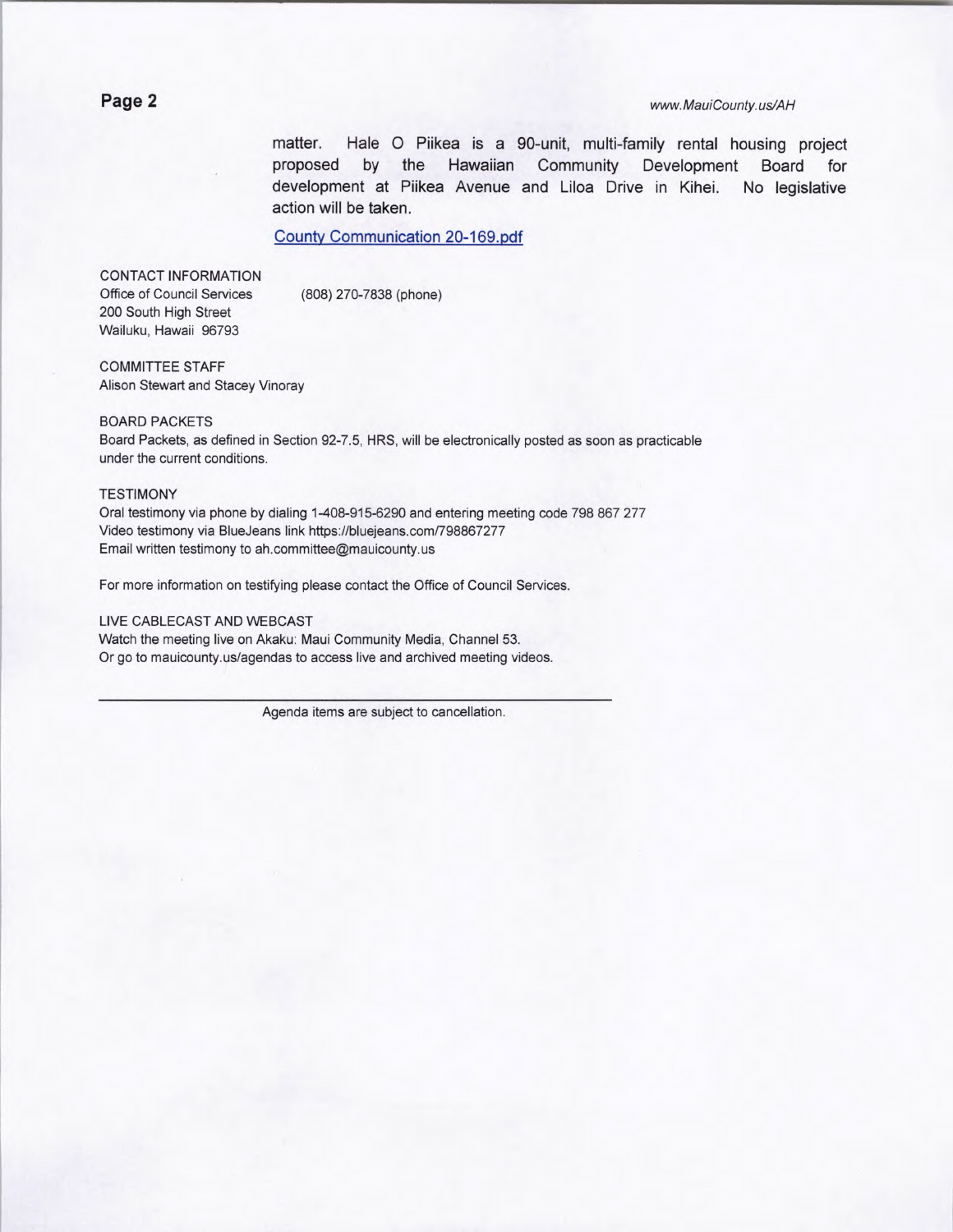matter. Hale O Piikea is a 90-unit, multi-family rental housing project proposed by the Hawaiian Community Development Board for development at Piikea Avenue and Liloa Drive in Kihei. No legislative action will be taken.

County Communication 20-169.pdf

CONTACT INFORMATION
Office of Council Services (808) 270-7838 (phone)
200 South High Street
Wailuku, Hawaii 96793

COMMITTEE STAFF
Alison Stewart and Stacey Vinoray

BOARD PACKETS
Board Packets, as defined in Section 92-7.5, HRS, will be electronically posted as soon as practicable under the current conditions.

TESTIMONY
Oral testimony via phone by dialing 1-408-915-6290 and entering meeting code 798 867 277
Video testimony via BlueJeans link https://bluejeans.com/798867277
Email written testimony to ah.committee@mauicounty.us

For more information on testifying please contact the Office of Council Services.

LIVE CABLECAST AND WEBCAST
Watch the meeting live on Akaku: Maui Community Media, Channel 53.
Or go to mauicounty.us/agendas to access live and archived meeting videos.

---

Agenda items are subject to cancellation.